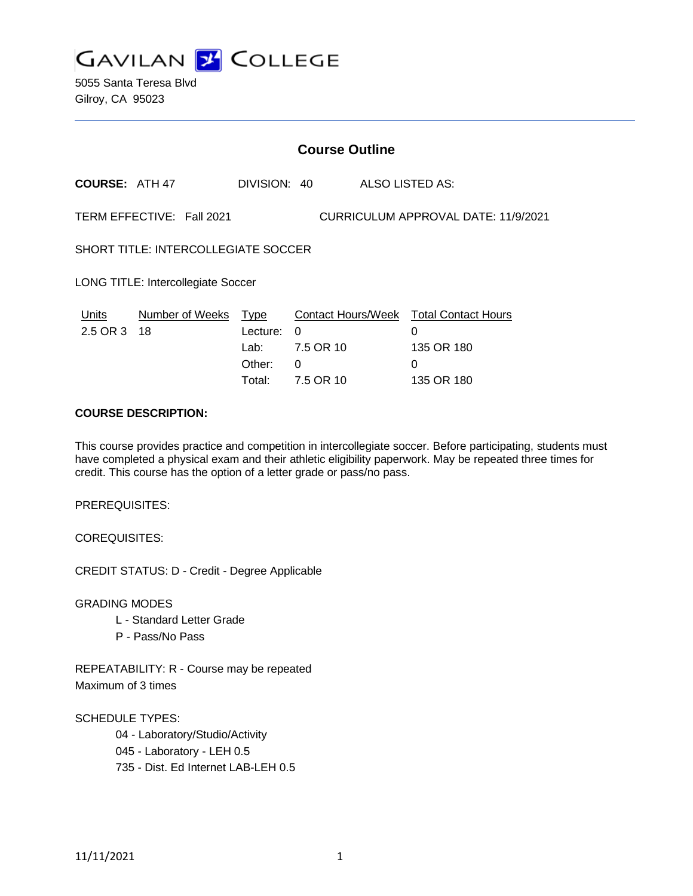# GAVILAN COLLEGE

5055 Santa Teresa Blvd
Gilroy, CA 95023

## Course Outline

**COURSE:** ATH 47 DIVISION: 40 ALSO LISTED AS:

TERM EFFECTIVE: Fall 2021 CURRICULUM APPROVAL DATE: 11/9/2021

SHORT TITLE: INTERCOLLEGIATE SOCCER

LONG TITLE: Intercollegiate Soccer

| Units | Number of Weeks | Type | Contact Hours/Week | Total Contact Hours |
|---|---|---|---|---|
| 2.5 OR 3 | 18 | Lecture: | 0 | 0 |
| | | Lab: | 7.5 OR 10 | 135 OR 180 |
| | | Other: | 0 | 0 |
| | | Total: | 7.5 OR 10 | 135 OR 180 |

**COURSE DESCRIPTION:**

This course provides practice and competition in intercollegiate soccer. Before participating, students must have completed a physical exam and their athletic eligibility paperwork. May be repeated three times for credit. This course has the option of a letter grade or pass/no pass.

PREREQUISITES:

COREQUISITES:

CREDIT STATUS: D - Credit - Degree Applicable

GRADING MODES

- L - Standard Letter Grade
- P - Pass/No Pass

REPEATABILITY: R - Course may be repeated
Maximum of 3 times

SCHEDULE TYPES:

- 04 - Laboratory/Studio/Activity
- 045 - Laboratory - LEH 0.5
- 735 - Dist. Ed Internet LAB-LEH 0.5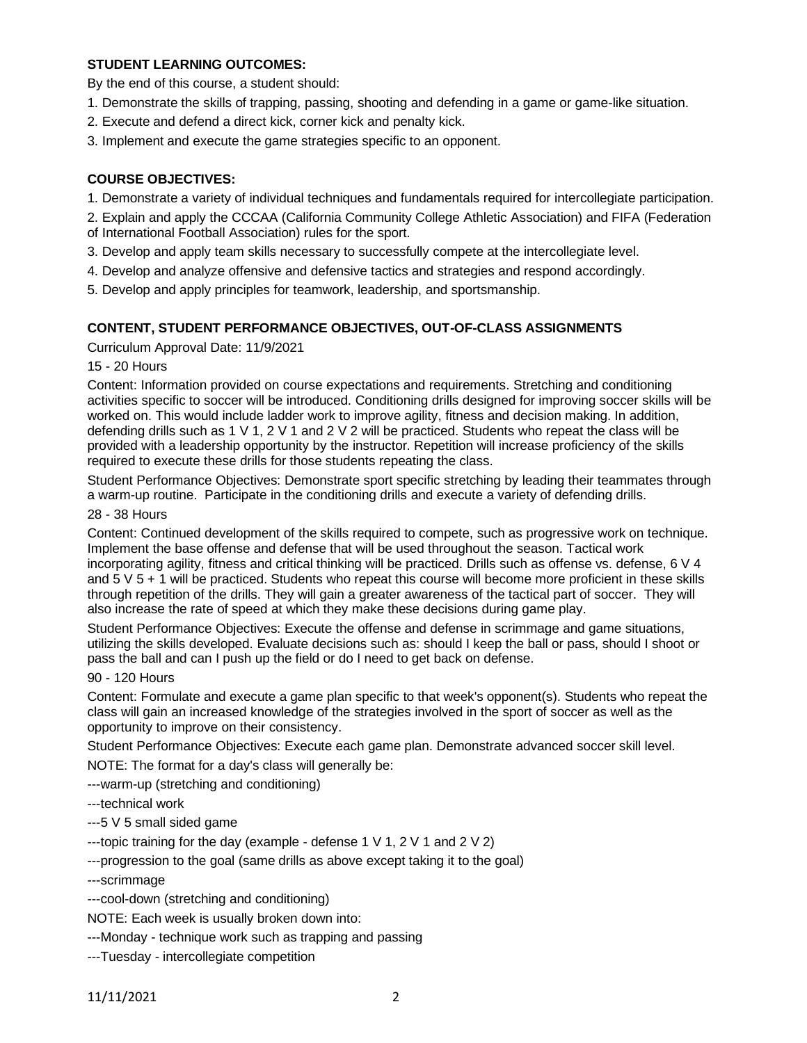**STUDENT LEARNING OUTCOMES:**

By the end of this course, a student should:

1. Demonstrate the skills of trapping, passing, shooting and defending in a game or game-like situation.
2. Execute and defend a direct kick, corner kick and penalty kick.
3. Implement and execute the game strategies specific to an opponent.

**COURSE OBJECTIVES:**

1. Demonstrate a variety of individual techniques and fundamentals required for intercollegiate participation.
2. Explain and apply the CCCAA (California Community College Athletic Association) and FIFA (Federation of International Football Association) rules for the sport.
3. Develop and apply team skills necessary to successfully compete at the intercollegiate level.
4. Develop and analyze offensive and defensive tactics and strategies and respond accordingly.
5. Develop and apply principles for teamwork, leadership, and sportsmanship.

**CONTENT, STUDENT PERFORMANCE OBJECTIVES, OUT-OF-CLASS ASSIGNMENTS**

Curriculum Approval Date: 11/9/2021

15 - 20 Hours

Content: Information provided on course expectations and requirements. Stretching and conditioning activities specific to soccer will be introduced. Conditioning drills designed for improving soccer skills will be worked on. This would include ladder work to improve agility, fitness and decision making. In addition, defending drills such as 1 V 1, 2 V 1 and 2 V 2 will be practiced. Students who repeat the class will be provided with a leadership opportunity by the instructor. Repetition will increase proficiency of the skills required to execute these drills for those students repeating the class.

Student Performance Objectives: Demonstrate sport specific stretching by leading their teammates through a warm-up routine. Participate in the conditioning drills and execute a variety of defending drills.

28 - 38 Hours

Content: Continued development of the skills required to compete, such as progressive work on technique. Implement the base offense and defense that will be used throughout the season. Tactical work incorporating agility, fitness and critical thinking will be practiced. Drills such as offense vs. defense, 6 V 4 and 5 V 5 + 1 will be practiced. Students who repeat this course will become more proficient in these skills through repetition of the drills. They will gain a greater awareness of the tactical part of soccer. They will also increase the rate of speed at which they make these decisions during game play.

Student Performance Objectives: Execute the offense and defense in scrimmage and game situations, utilizing the skills developed. Evaluate decisions such as: should I keep the ball or pass, should I shoot or pass the ball and can I push up the field or do I need to get back on defense.

90 - 120 Hours

Content: Formulate and execute a game plan specific to that week's opponent(s). Students who repeat the class will gain an increased knowledge of the strategies involved in the sport of soccer as well as the opportunity to improve on their consistency.

Student Performance Objectives: Execute each game plan. Demonstrate advanced soccer skill level.

NOTE: The format for a day's class will generally be:

---warm-up (stretching and conditioning)

---technical work

---5 V 5 small sided game

---topic training for the day (example - defense 1 V 1, 2 V 1 and 2 V 2)

---progression to the goal (same drills as above except taking it to the goal)

---scrimmage

---cool-down (stretching and conditioning)

NOTE: Each week is usually broken down into:

---Monday - technique work such as trapping and passing

---Tuesday - intercollegiate competition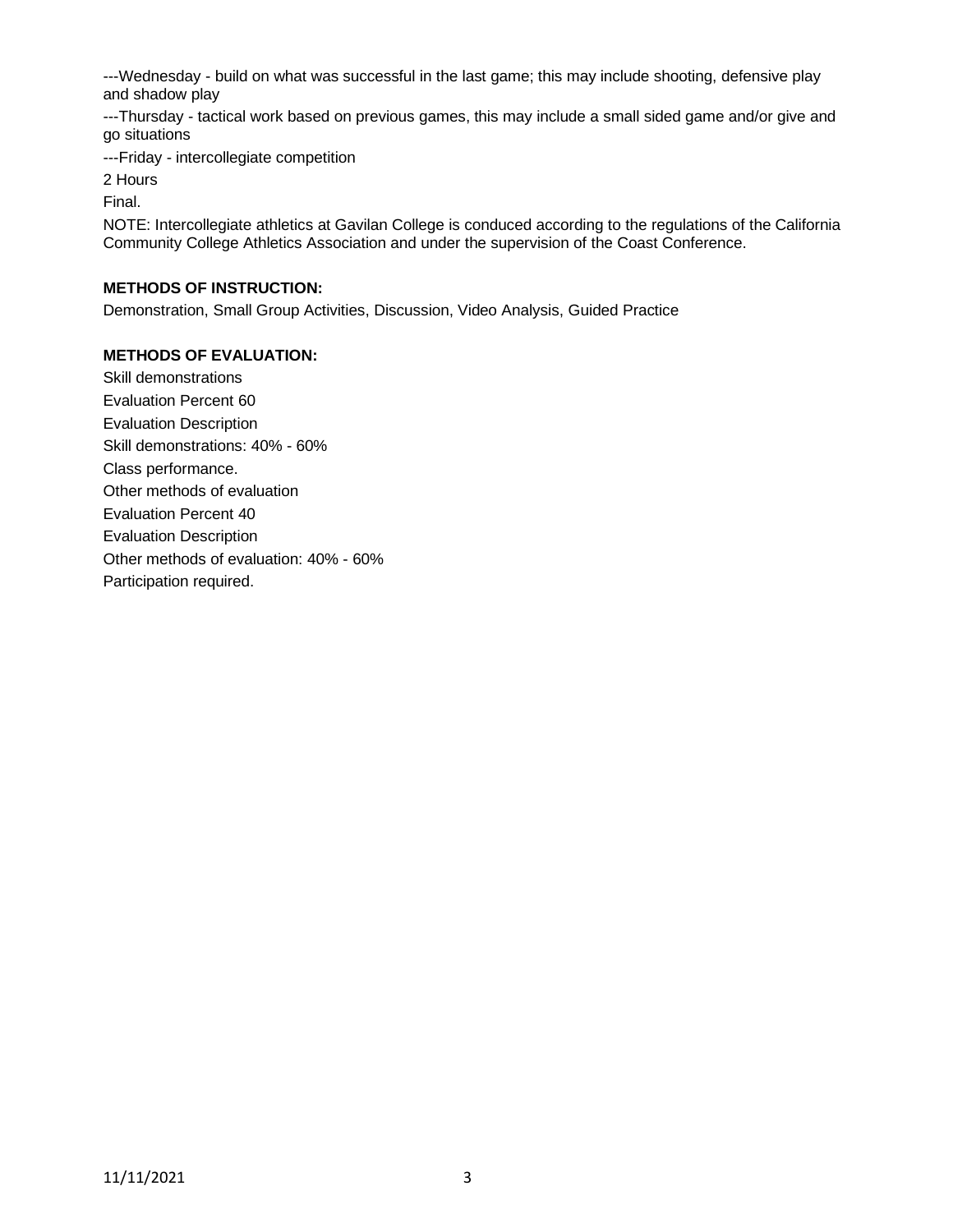---Wednesday - build on what was successful in the last game; this may include shooting, defensive play and shadow play

---Thursday - tactical work based on previous games, this may include a small sided game and/or give and go situations

---Friday - intercollegiate competition

2 Hours

Final.

NOTE: Intercollegiate athletics at Gavilan College is conduced according to the regulations of the California Community College Athletics Association and under the supervision of the Coast Conference.

**METHODS OF INSTRUCTION:**

Demonstration, Small Group Activities, Discussion, Video Analysis, Guided Practice

**METHODS OF EVALUATION:**

Skill demonstrations

Evaluation Percent 60

Evaluation Description

Skill demonstrations: 40% - 60%

Class performance.

Other methods of evaluation

Evaluation Percent 40

Evaluation Description

Other methods of evaluation: 40% - 60%

Participation required.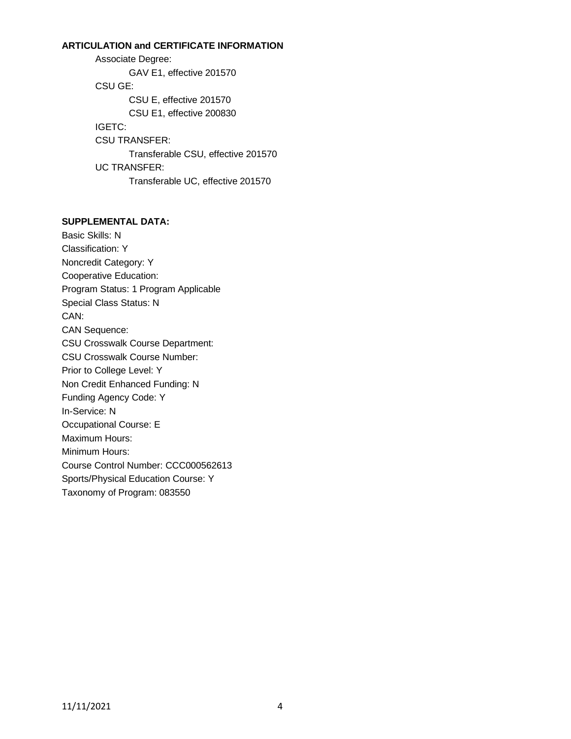**ARTICULATION and CERTIFICATE INFORMATION**

Associate Degree:

- GAV E1, effective 201570

CSU GE:

- CSU E, effective 201570
- CSU E1, effective 200830

IGETC:

CSU TRANSFER:

- Transferable CSU, effective 201570

UC TRANSFER:

- Transferable UC, effective 201570

**SUPPLEMENTAL DATA:**

Basic Skills: N
Classification: Y
Noncredit Category: Y
Cooperative Education:
Program Status: 1 Program Applicable
Special Class Status: N
CAN:
CAN Sequence:
CSU Crosswalk Course Department:
CSU Crosswalk Course Number:
Prior to College Level: Y
Non Credit Enhanced Funding: N
Funding Agency Code: Y
In-Service: N
Occupational Course: E
Maximum Hours:
Minimum Hours:
Course Control Number: CCC000562613
Sports/Physical Education Course: Y
Taxonomy of Program: 083550

11/11/2021